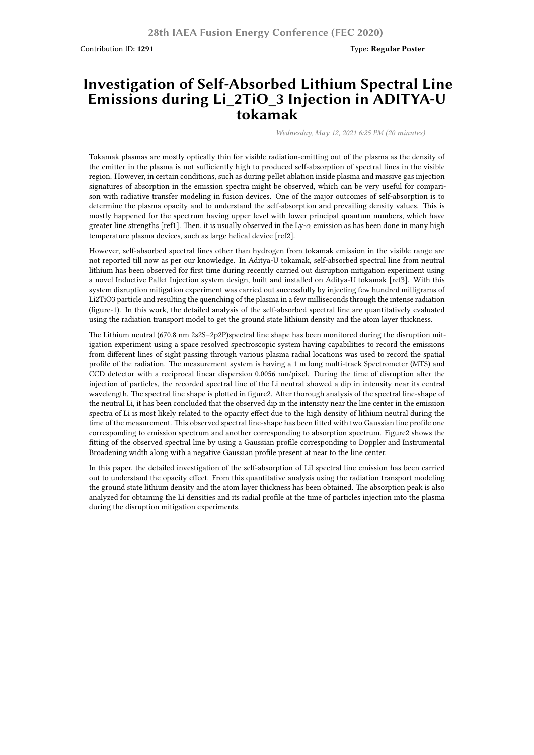28th IAEA Fusion Energy Conference (FEC 2020)

Contribution ID: **1291**

Type: **Regular Poster**

# Investigation of Self-Absorbed Lithium Spectral Line Emissions during $Li_2TiO_3$ Injection in ADITYA-U tokamak

*Wednesday, May 12, 2021 6:25 PM (20 minutes)*

Tokamak plasmas are mostly optically thin for visible radiation-emitting out of the plasma as the density of the emitter in the plasma is not sufficiently high to produced self-absorption of spectral lines in the visible region. However, in certain conditions, such as during pellet ablation inside plasma and massive gas injection signatures of absorption in the emission spectra might be observed, which can be very useful for comparison with radiative transfer modeling in fusion devices. One of the major outcomes of self-absorption is to determine the plasma opacity and to understand the self-absorption and prevailing density values. This is mostly happened for the spectrum having upper level with lower principal quantum numbers, which have greater line strengths [ref1]. Then, it is usually observed in the Ly-$\alpha$ emission as has been done in many high temperature plasma devices, such as large helical device [ref2].

However, self-absorbed spectral lines other than hydrogen from tokamak emission in the visible range are not reported till now as per our knowledge. In Aditya-U tokamak, self-absorbed spectral line from neutral lithium has been observed for first time during recently carried out disruption mitigation experiment using a novel Inductive Pallet Injection system design, built and installed on Aditya-U tokamak [ref3]. With this system disruption mitigation experiment was carried out successfully by injecting few hundred milligrams of $Li_2TiO_3$ particle and resulting the quenching of the plasma in a few milliseconds through the intense radiation (figure-1). In this work, the detailed analysis of the self-absorbed spectral line are quantitatively evaluated using the radiation transport model to get the ground state lithium density and the atom layer thickness.

The Lithium neutral (670.8 nm 2s2S–2p2P)spectral line shape has been monitored during the disruption mitigation experiment using a space resolved spectroscopic system having capabilities to record the emissions from different lines of sight passing through various plasma radial locations was used to record the spatial profile of the radiation. The measurement system is having a 1 m long multi-track Spectrometer (MTS) and CCD detector with a reciprocal linear dispersion 0.0056 nm/pixel. During the time of disruption after the injection of particles, the recorded spectral line of the Li neutral showed a dip in intensity near its central wavelength. The spectral line shape is plotted in figure2. After thorough analysis of the spectral line-shape of the neutral Li, it has been concluded that the observed dip in the intensity near the line center in the emission spectra of Li is most likely related to the opacity effect due to the high density of lithium neutral during the time of the measurement. This observed spectral line-shape has been fitted with two Gaussian line profile one corresponding to emission spectrum and another corresponding to absorption spectrum. Figure2 shows the fitting of the observed spectral line by using a Gaussian profile corresponding to Doppler and Instrumental Broadening width along with a negative Gaussian profile present at near to the line center.

In this paper, the detailed investigation of the self-absorption of LiI spectral line emission has been carried out to understand the opacity effect. From this quantitative analysis using the radiation transport modeling the ground state lithium density and the atom layer thickness has been obtained. The absorption peak is also analyzed for obtaining the Li densities and its radial profile at the time of particles injection into the plasma during the disruption mitigation experiments.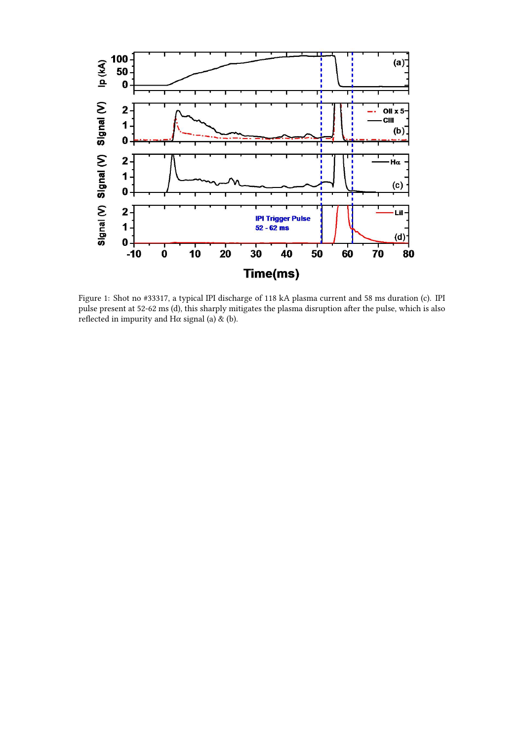Figure 1: Shot no #33317, a typical IPI discharge of 118 kA plasma current and 58 ms duration (c). IPI pulse present at 52-62 ms (d), this sharply mitigates the plasma disruption after the pulse, which is also reflected in impurity and Hα signal (a) & (b).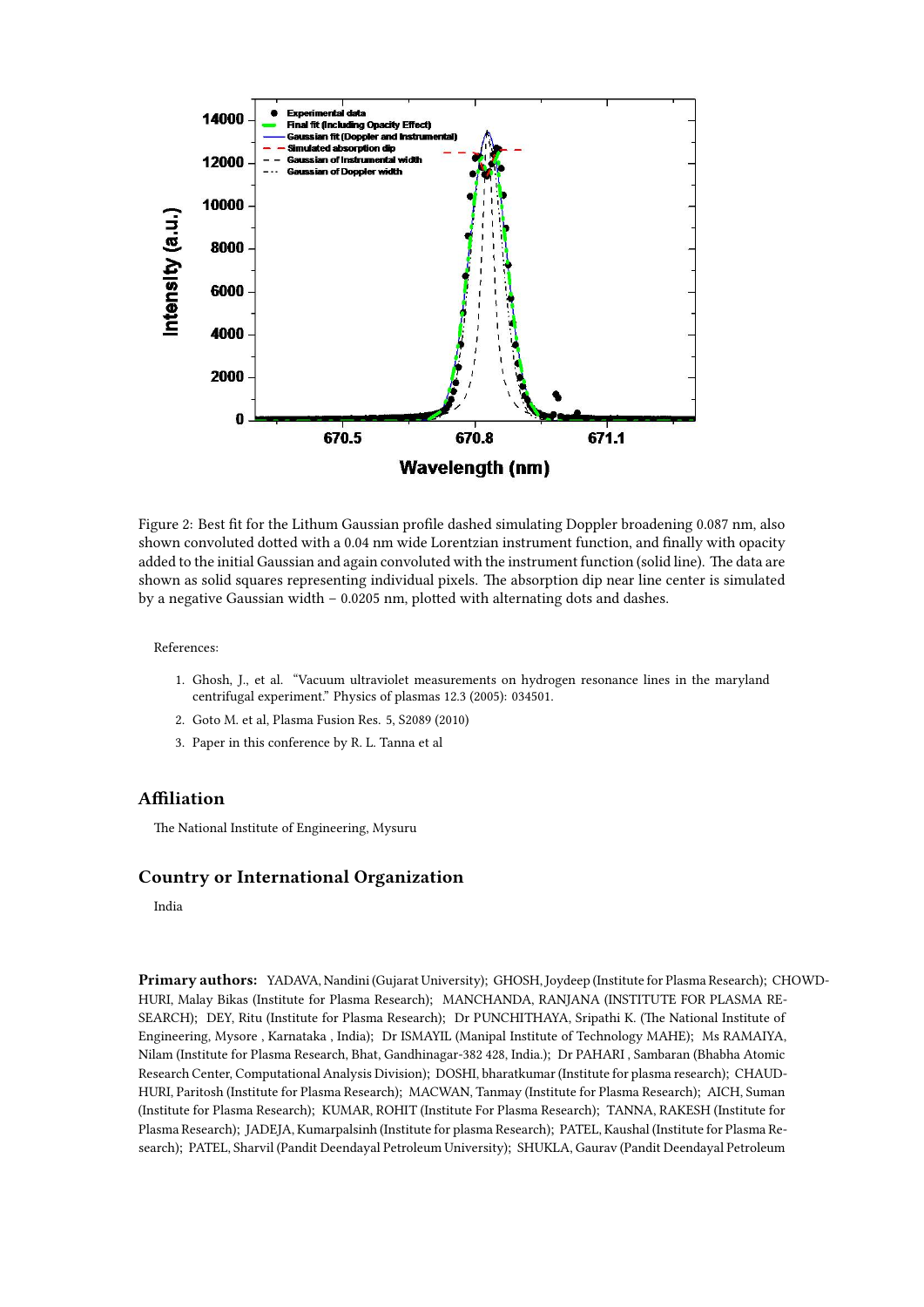Figure 2: Best fit for the Lithum Gaussian profile dashed simulating Doppler broadening 0.087 nm, also shown convoluted dotted with a 0.04 nm wide Lorentzian instrument function, and finally with opacity added to the initial Gaussian and again convoluted with the instrument function (solid line). The data are shown as solid squares representing individual pixels. The absorption dip near line center is simulated by a negative Gaussian width – 0.0205 nm, plotted with alternating dots and dashes.

References:

1. Ghosh, J., et al. "Vacuum ultraviolet measurements on hydrogen resonance lines in the maryland centrifugal experiment." Physics of plasmas 12.3 (2005): 034501.
2. Goto M. et al, Plasma Fusion Res. 5, S2089 (2010)
3. Paper in this conference by R. L. Tanna et al

## Affiliation

The National Institute of Engineering, Mysuru

## Country or International Organization

India

**Primary authors:** YADAVA, Nandini (Gujarat University); GHOSH, Joydeep (Institute for Plasma Research); CHOWDHURI, Malay Bikas (Institute for Plasma Research); MANCHANDA, RANJANA (INSTITUTE FOR PLASMA RESEARCH); DEY, Ritu (Institute for Plasma Research); Dr PUNCHITHAYA, Sripathi K. (The National Institute of Engineering, Mysore , Karnataka , India); Dr ISMAYIL (Manipal Institute of Technology MAHE); Ms RAMAIYA, Nilam (Institute for Plasma Research, Bhat, Gandhinagar-382 428, India.); Dr PAHARI , Sambaran (Bhabha Atomic Research Center, Computational Analysis Division); DOSHI, bharatkumar (Institute for plasma research); CHAUDHURI, Paritosh (Institute for Plasma Research); MACWAN, Tanmay (Institute for Plasma Research); AICH, Suman (Institute for Plasma Research); KUMAR, ROHIT (Institute For Plasma Research); TANNA, RAKESH (Institute for Plasma Research); JADEJA, Kumarpalsinh (Institute for plasma Research); PATEL, Kaushal (Institute for Plasma Research); PATEL, Sharvil (Pandit Deendayal Petroleum University); SHUKLA, Gaurav (Pandit Deendayal Petroleum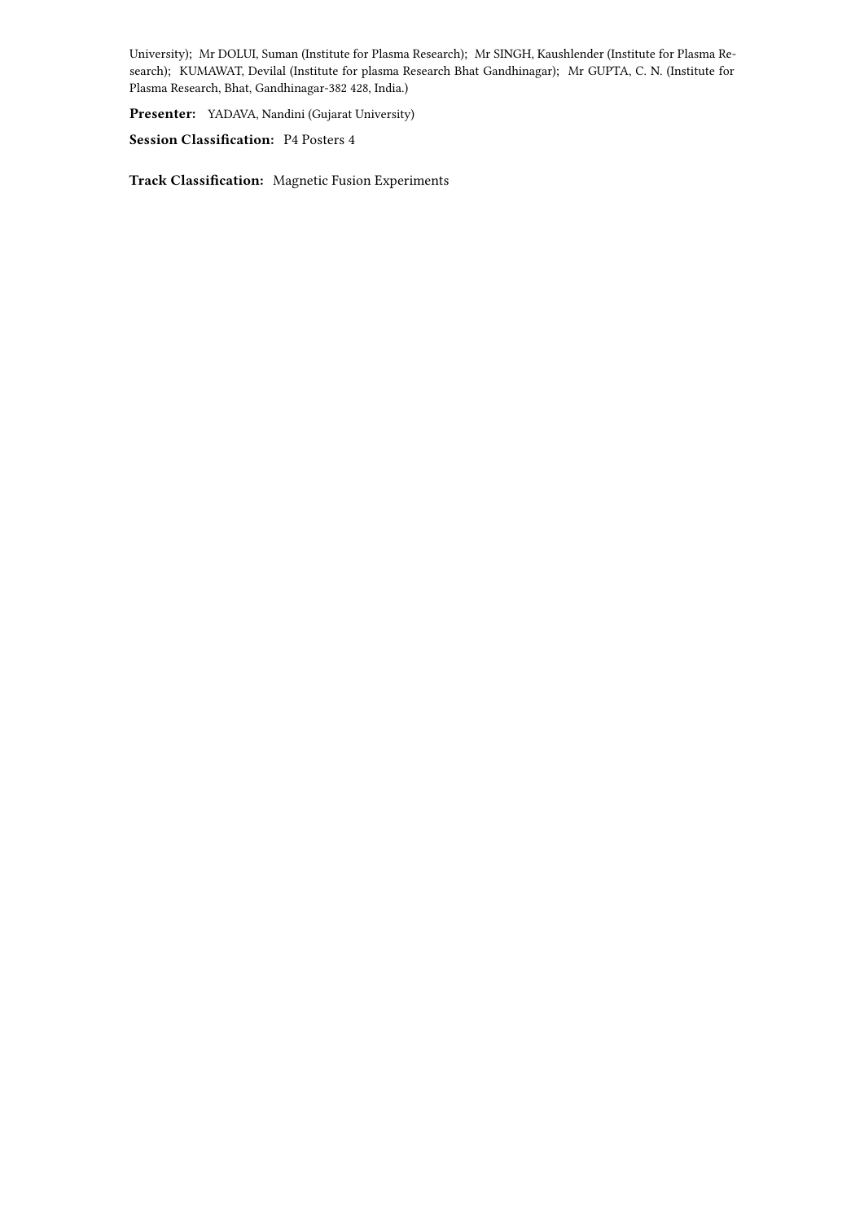University); Mr DOLUI, Suman (Institute for Plasma Research); Mr SINGH, Kaushlender (Institute for Plasma Research); KUMAWAT, Devilal (Institute for plasma Research Bhat Gandhinagar); Mr GUPTA, C. N. (Institute for Plasma Research, Bhat, Gandhinagar-382 428, India.)

**Presenter:** YADAVA, Nandini (Gujarat University)

**Session Classification:** P4 Posters 4

**Track Classification:** Magnetic Fusion Experiments